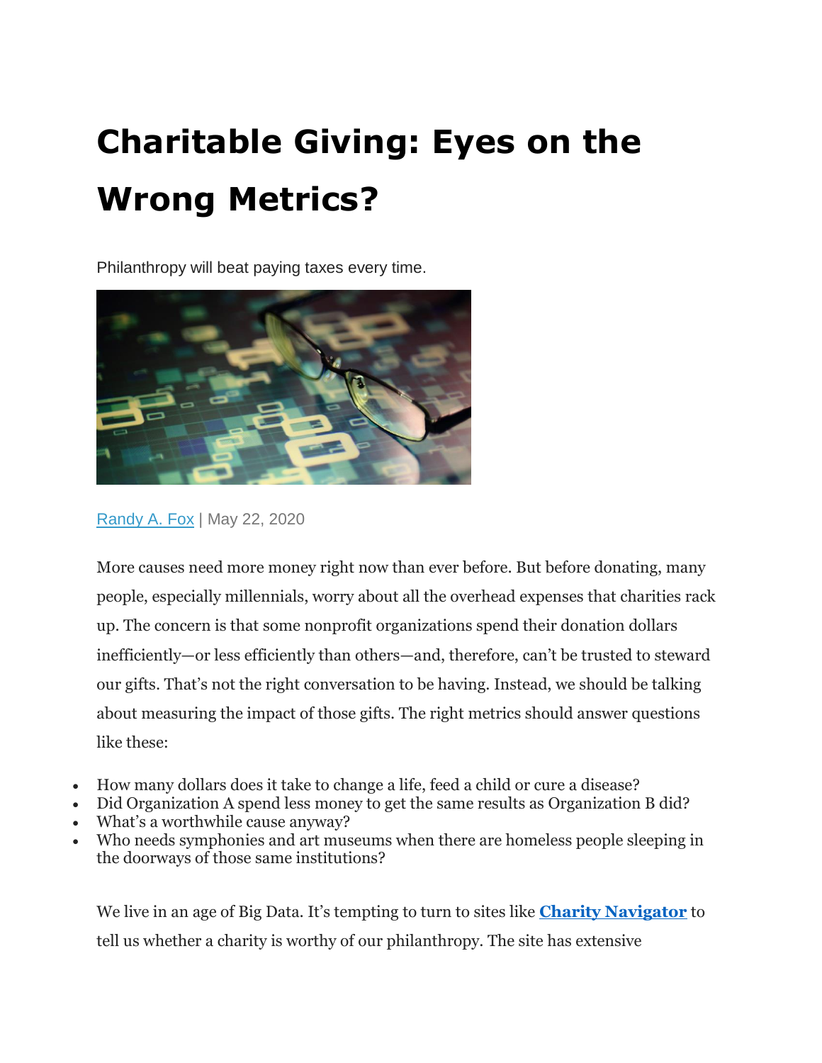# Charitable Giving: Eyes on the Wrong Metrics?

Philanthropy will beat paying taxes every time.

[Randy A. Fox](#) | May 22, 2020

More causes need more money right now than ever before. But before donating, many people, especially millennials, worry about all the overhead expenses that charities rack up. The concern is that some nonprofit organizations spend their donation dollars inefficiently—or less efficiently than others—and, therefore, can't be trusted to steward our gifts. That's not the right conversation to be having. Instead, we should be talking about measuring the impact of those gifts. The right metrics should answer questions like these:

- How many dollars does it take to change a life, feed a child or cure a disease?
- Did Organization A spend less money to get the same results as Organization B did?
- What's a worthwhile cause anyway?
- Who needs symphonies and art museums when there are homeless people sleeping in the doorways of those same institutions?

We live in an age of Big Data. It's tempting to turn to sites like **[Charity Navigator](#)** to tell us whether a charity is worthy of our philanthropy. The site has extensive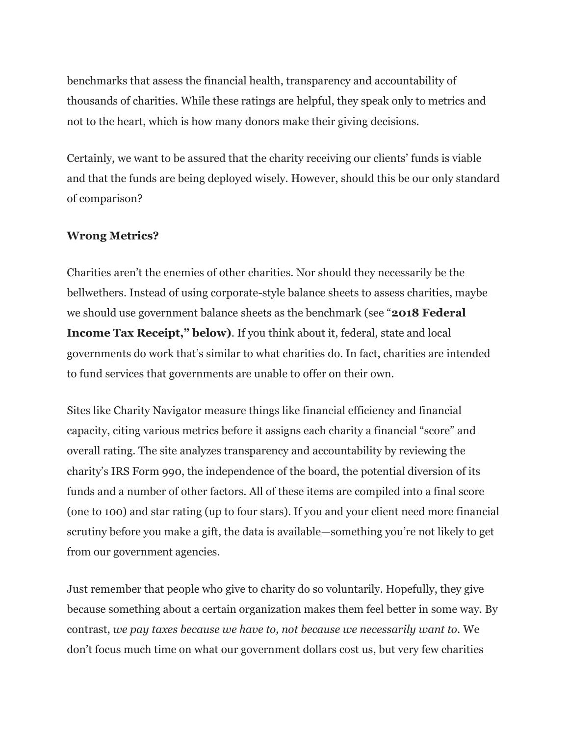benchmarks that assess the financial health, transparency and accountability of thousands of charities. While these ratings are helpful, they speak only to metrics and not to the heart, which is how many donors make their giving decisions.

Certainly, we want to be assured that the charity receiving our clients' funds is viable and that the funds are being deployed wisely. However, should this be our only standard of comparison?

**Wrong Metrics?**

Charities aren't the enemies of other charities. Nor should they necessarily be the bellwethers. Instead of using corporate-style balance sheets to assess charities, maybe we should use government balance sheets as the benchmark (see "**2018 Federal Income Tax Receipt," below)**. If you think about it, federal, state and local governments do work that's similar to what charities do. In fact, charities are intended to fund services that governments are unable to offer on their own.

Sites like Charity Navigator measure things like financial efficiency and financial capacity, citing various metrics before it assigns each charity a financial "score" and overall rating. The site analyzes transparency and accountability by reviewing the charity's IRS Form 990, the independence of the board, the potential diversion of its funds and a number of other factors. All of these items are compiled into a final score (one to 100) and star rating (up to four stars). If you and your client need more financial scrutiny before you make a gift, the data is available—something you're not likely to get from our government agencies.

Just remember that people who give to charity do so voluntarily. Hopefully, they give because something about a certain organization makes them feel better in some way. By contrast, *we pay taxes because we have to, not because we necessarily want to*. We don't focus much time on what our government dollars cost us, but very few charities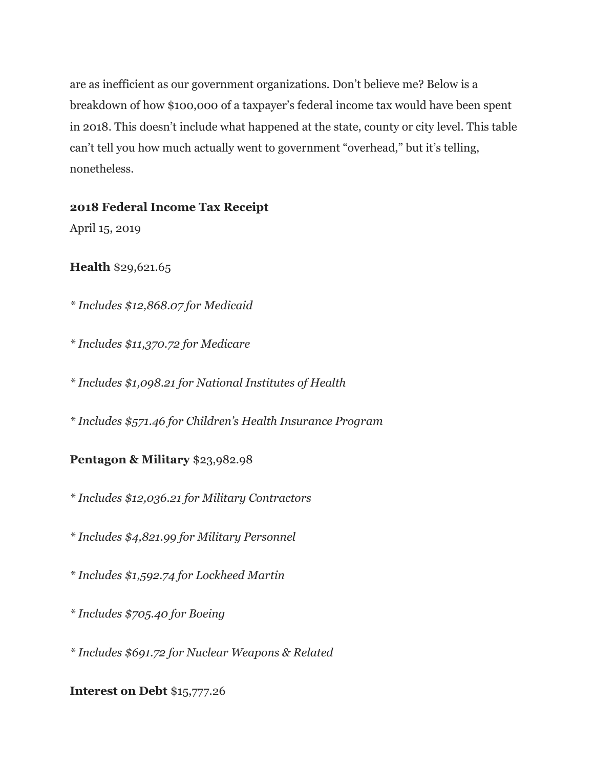are as inefficient as our government organizations. Don't believe me? Below is a breakdown of how $100,000 of a taxpayer's federal income tax would have been spent in 2018. This doesn't include what happened at the state, county or city level. This table can't tell you how much actually went to government "overhead," but it's telling, nonetheless.

**2018 Federal Income Tax Receipt**

April 15, 2019

**Health** $29,621.65

*\* Includes $12,868.07 for Medicaid*

*\* Includes $11,370.72 for Medicare*

*\* Includes $1,098.21 for National Institutes of Health*

*\* Includes $571.46 for Children's Health Insurance Program*

**Pentagon & Military** $23,982.98

*\* Includes $12,036.21 for Military Contractors*

*\* Includes $4,821.99 for Military Personnel*

*\* Includes $1,592.74 for Lockheed Martin*

*\* Includes $705.40 for Boeing*

*\* Includes $691.72 for Nuclear Weapons & Related*

**Interest on Debt** $15,777.26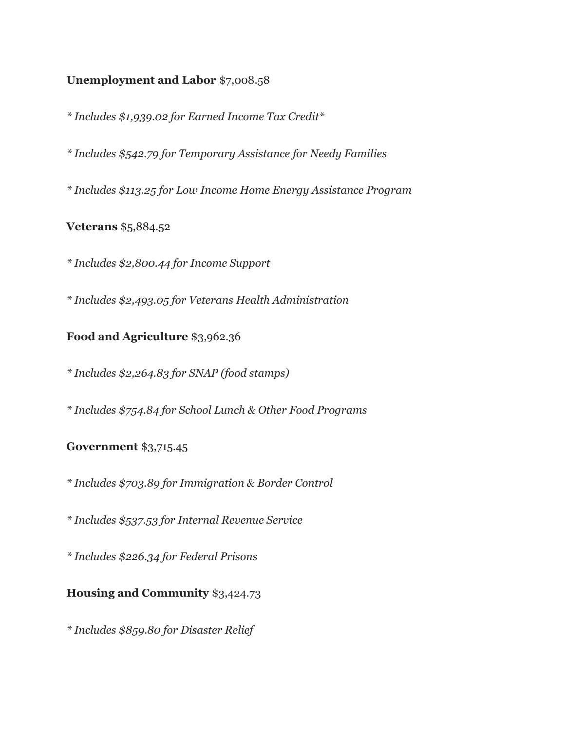**Unemployment and Labor** $7,008.58

*\* Includes $1,939.02 for Earned Income Tax Credit\**

*\* Includes $542.79 for Temporary Assistance for Needy Families*

*\* Includes $113.25 for Low Income Home Energy Assistance Program*

**Veterans** $5,884.52

*\* Includes $2,800.44 for Income Support*

*\* Includes $2,493.05 for Veterans Health Administration*

**Food and Agriculture** $3,962.36

*\* Includes $2,264.83 for SNAP (food stamps)*

*\* Includes $754.84 for School Lunch & Other Food Programs*

**Government** $3,715.45

*\* Includes $703.89 for Immigration & Border Control*

*\* Includes $537.53 for Internal Revenue Service*

*\* Includes $226.34 for Federal Prisons*

**Housing and Community** $3,424.73

*\* Includes $859.80 for Disaster Relief*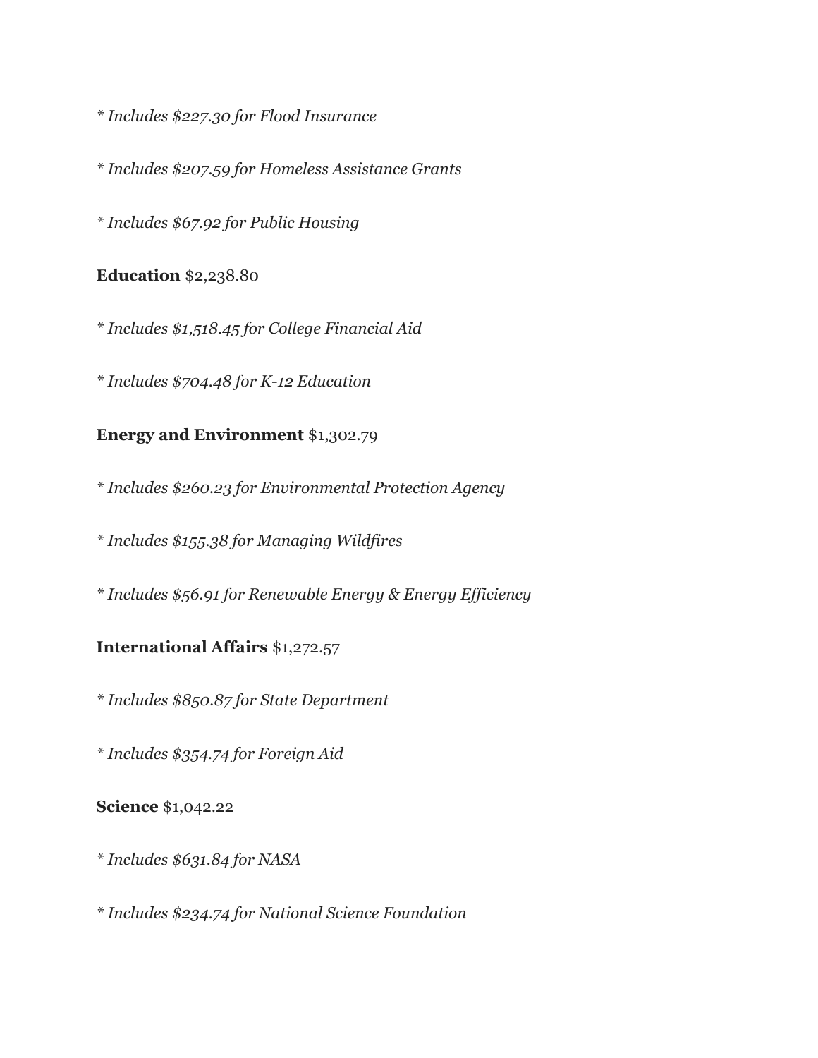*\* Includes $227.30 for Flood Insurance*

*\* Includes $207.59 for Homeless Assistance Grants*

*\* Includes $67.92 for Public Housing*

**Education** $2,238.80

*\* Includes $1,518.45 for College Financial Aid*

*\* Includes $704.48 for K-12 Education*

**Energy and Environment** $1,302.79

*\* Includes $260.23 for Environmental Protection Agency*

*\* Includes $155.38 for Managing Wildfires*

*\* Includes $56.91 for Renewable Energy & Energy Efficiency*

**International Affairs** $1,272.57

*\* Includes $850.87 for State Department*

*\* Includes $354.74 for Foreign Aid*

**Science** $1,042.22

*\* Includes $631.84 for NASA*

*\* Includes $234.74 for National Science Foundation*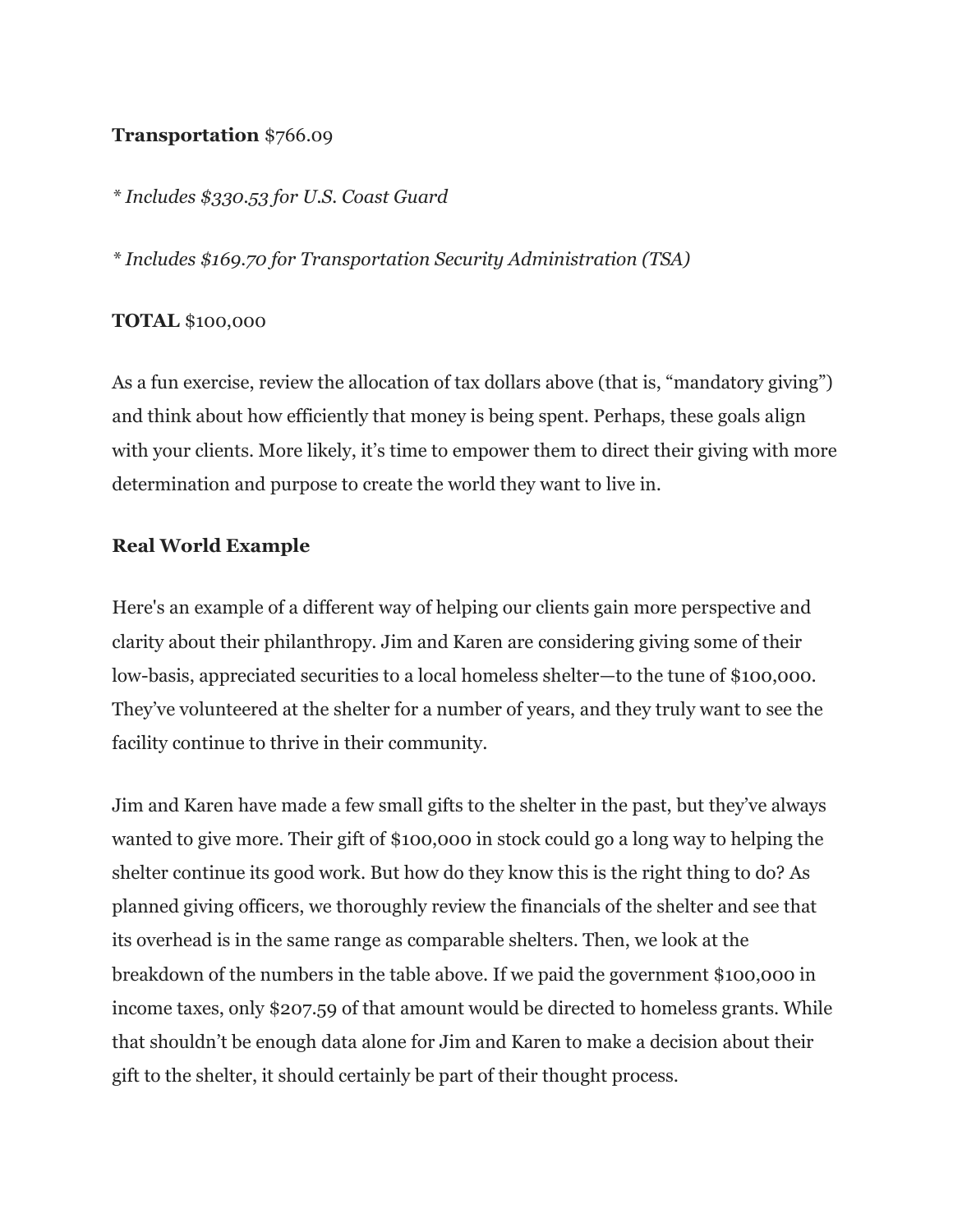**Transportation** $766.09

*\* Includes $330.53 for U.S. Coast Guard*

*\* Includes $169.70 for Transportation Security Administration (TSA)*

**TOTAL** $100,000

As a fun exercise, review the allocation of tax dollars above (that is, "mandatory giving") and think about how efficiently that money is being spent. Perhaps, these goals align with your clients. More likely, it's time to empower them to direct their giving with more determination and purpose to create the world they want to live in.

**Real World Example**

Here's an example of a different way of helping our clients gain more perspective and clarity about their philanthropy. Jim and Karen are considering giving some of their low-basis, appreciated securities to a local homeless shelter—to the tune of $100,000. They've volunteered at the shelter for a number of years, and they truly want to see the facility continue to thrive in their community.

Jim and Karen have made a few small gifts to the shelter in the past, but they've always wanted to give more. Their gift of $100,000 in stock could go a long way to helping the shelter continue its good work. But how do they know this is the right thing to do? As planned giving officers, we thoroughly review the financials of the shelter and see that its overhead is in the same range as comparable shelters. Then, we look at the breakdown of the numbers in the table above. If we paid the government $100,000 in income taxes, only $207.59 of that amount would be directed to homeless grants. While that shouldn't be enough data alone for Jim and Karen to make a decision about their gift to the shelter, it should certainly be part of their thought process.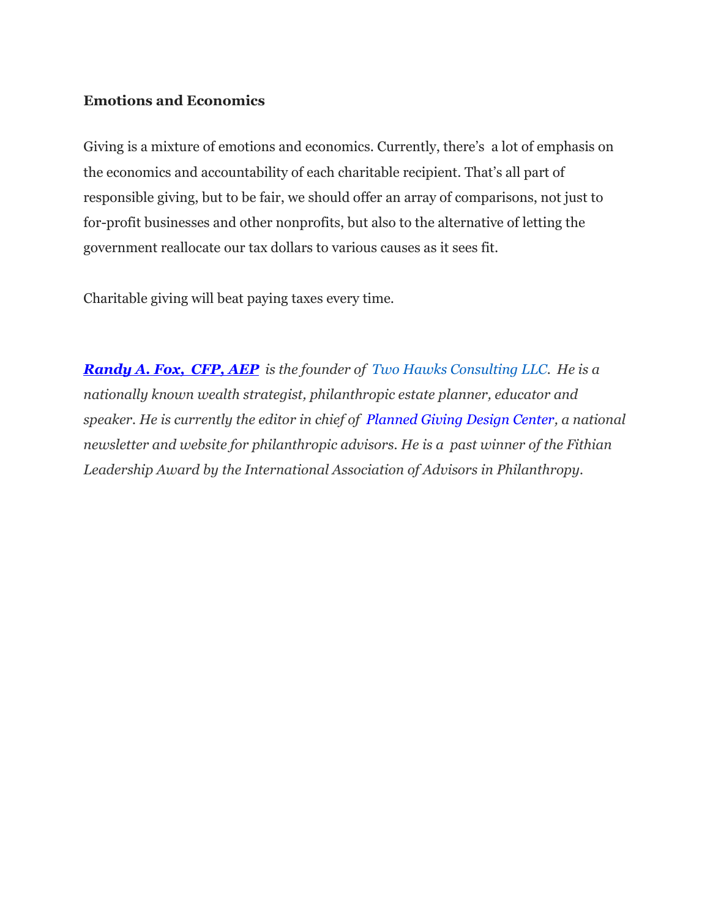**Emotions and Economics**

Giving is a mixture of emotions and economics. Currently, there's a lot of emphasis on the economics and accountability of each charitable recipient. That's all part of responsible giving, but to be fair, we should offer an array of comparisons, not just to for-profit businesses and other nonprofits, but also to the alternative of letting the government reallocate our tax dollars to various causes as it sees fit.

Charitable giving will beat paying taxes every time.

***Randy A. Fox, CFP, AEP*** *is the founder of Two Hawks Consulting LLC. He is a nationally known wealth strategist, philanthropic estate planner, educator and speaker. He is currently the editor in chief of Planned Giving Design Center, a national newsletter and website for philanthropic advisors. He is a past winner of the Fithian Leadership Award by the International Association of Advisors in Philanthropy.*